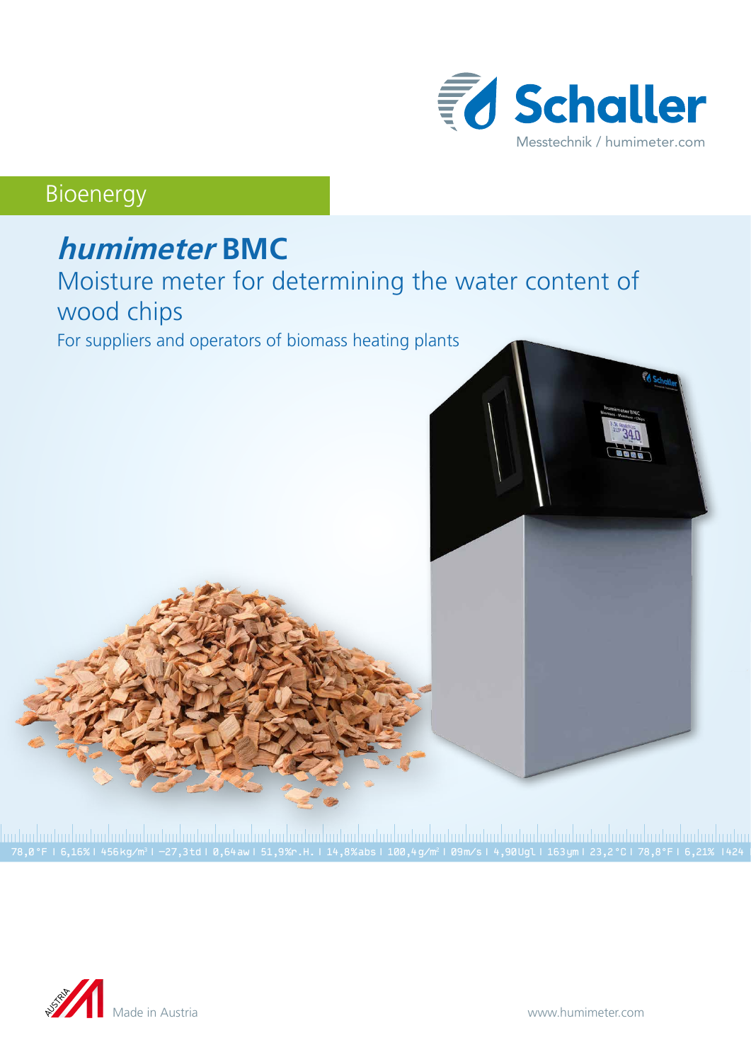Schaller
Messtechnik / humimeter.com

Bioenergy

# *humimeter* BMC

## Moisture meter for determining the water content of wood chips

For suppliers and operators of biomass heating plants

78,0°F | 6,16% | 456kg/m³ | -27,3td | 0,64aw | 51,9%r.H. | 14,8%abs | 100,4g/m² | 09m/s | 4,90Ugl | 163ym | 23,2°C | 78,8°F | 6,21% |424

Made in Austria

www.humimeter.com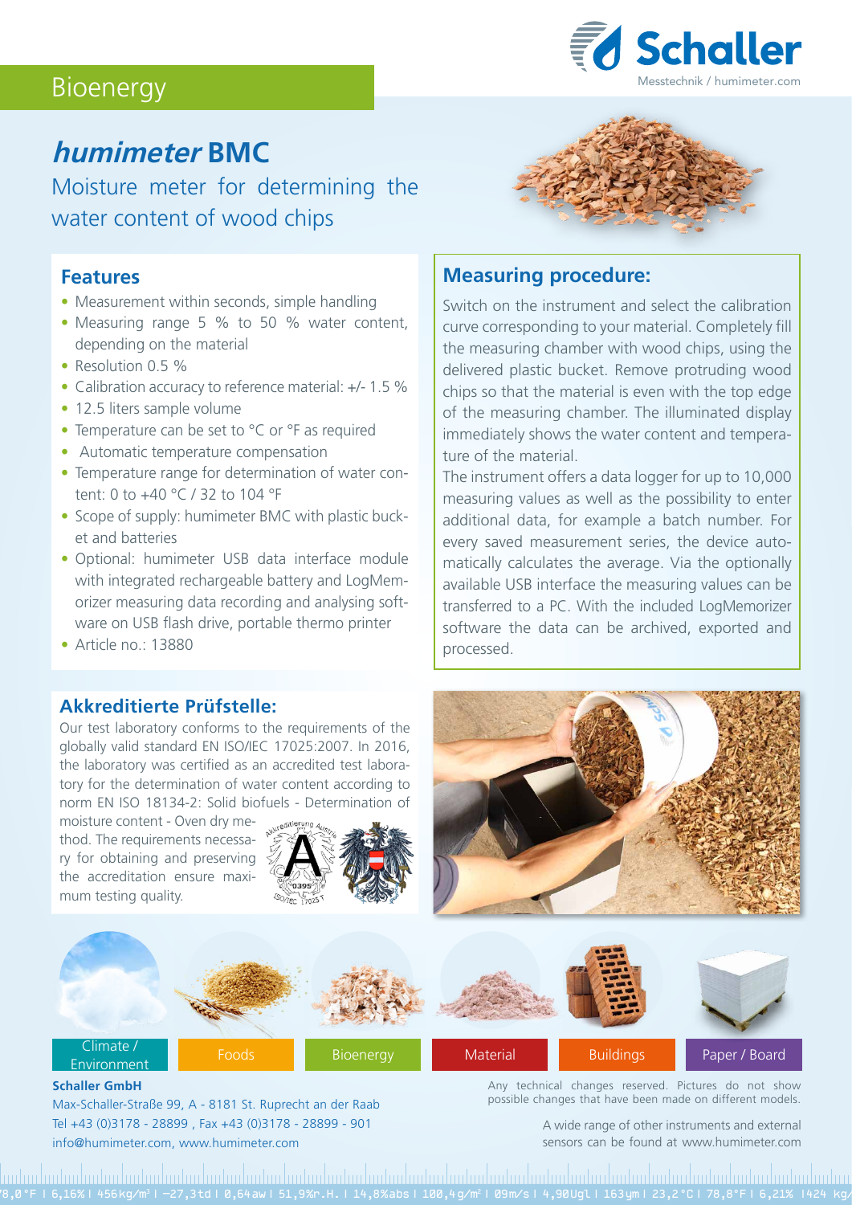# Bioenergy

Schaller
Messtechnik / humimeter.com

## *humimeter* BMC

Moisture meter for determining the water content of wood chips

### Features

- Measurement within seconds, simple handling
- Measuring range 5 % to 50 % water content, depending on the material
- Resolution 0.5 %
- Calibration accuracy to reference material: +/- 1.5 %
- 12.5 liters sample volume
- Temperature can be set to °C or °F as required
- Automatic temperature compensation
- Temperature range for determination of water content: 0 to +40 °C / 32 to 104 °F
- Scope of supply: humimeter BMC with plastic bucket and batteries
- Optional: humimeter USB data interface module with integrated rechargeable battery and LogMemorizer measuring data recording and analysing software on USB flash drive, portable thermo printer
- Article no.: 13880

### Measuring procedure:

Switch on the instrument and select the calibration curve corresponding to your material. Completely fill the measuring chamber with wood chips, using the delivered plastic bucket. Remove protruding wood chips so that the material is even with the top edge of the measuring chamber. The illuminated display immediately shows the water content and temperature of the material.

The instrument offers a data logger for up to 10,000 measuring values as well as the possibility to enter additional data, for example a batch number. For every saved measurement series, the device automatically calculates the average. Via the optionally available USB interface the measuring values can be transferred to a PC. With the included LogMemorizer software the data can be archived, exported and processed.

### Akkreditierte Prüfstelle:

Our test laboratory conforms to the requirements of the globally valid standard EN ISO/IEC 17025:2007. In 2016, the laboratory was certified as an accredited test laboratory for the determination of water content according to norm EN ISO 18134-2: Solid biofuels - Determination of moisture content - Oven dry method. The requirements necessary for obtaining and preserving the accreditation ensure maximum testing quality.

Climate / Environment | Foods | Bioenergy | Material | Buildings | Paper / Board

**Schaller GmbH**
Max-Schaller-Straße 99, A - 8181 St. Ruprecht an der Raab
Tel +43 (0)3178 - 28899 , Fax +43 (0)3178 - 28899 - 901
info@humimeter.com, www.humimeter.com

Any technical changes reserved. Pictures do not show possible changes that have been made on different models.

A wide range of other instruments and external sensors can be found at www.humimeter.com